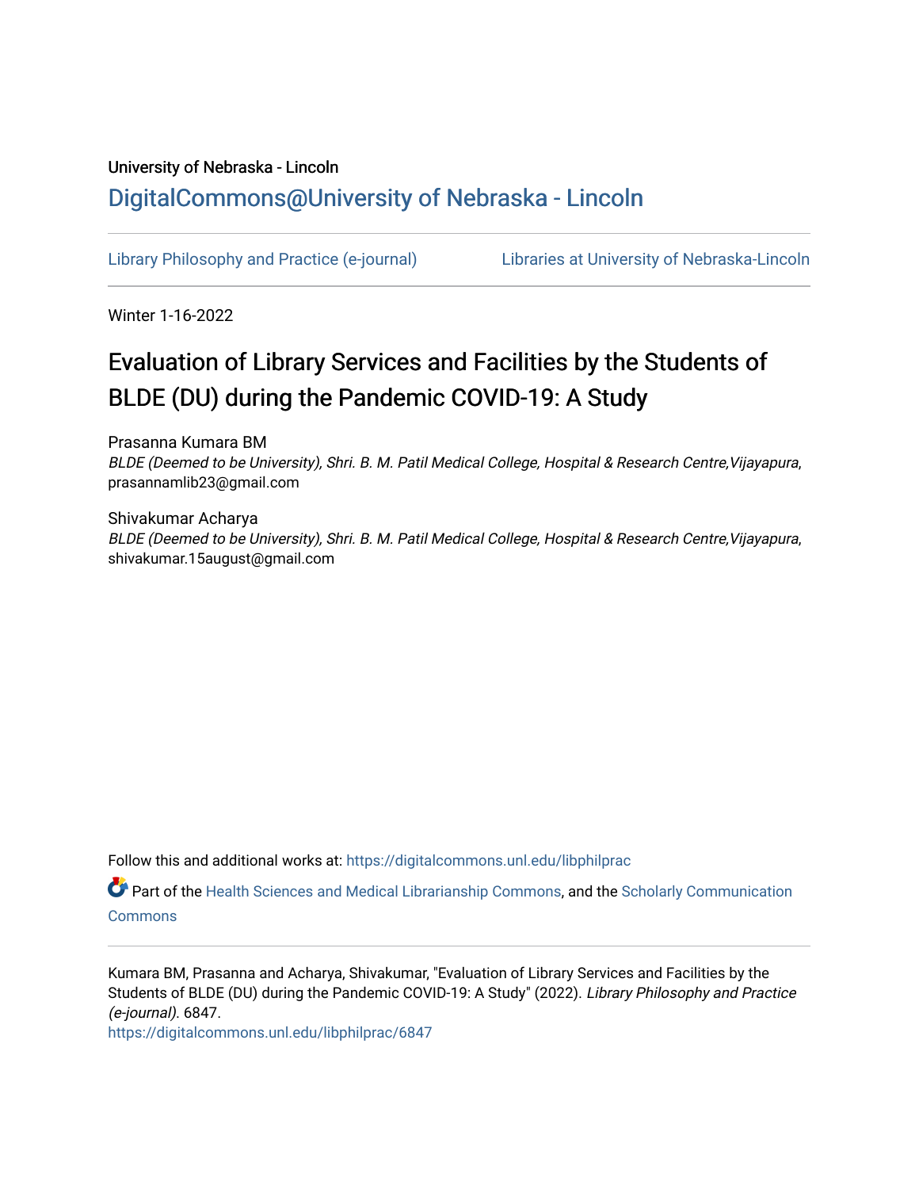University of Nebraska - Lincoln

## DigitalCommons@University of Nebraska - Lincoln

Library Philosophy and Practice (e-journal) Libraries at University of Nebraska-Lincoln

Winter 1-16-2022

# Evaluation of Library Services and Facilities by the Students of BLDE (DU) during the Pandemic COVID-19: A Study

Prasanna Kumara BM
*BLDE (Deemed to be University), Shri. B. M. Patil Medical College, Hospital & Research Centre,Vijayapura*, prasannamlib23@gmail.com

Shivakumar Acharya
*BLDE (Deemed to be University), Shri. B. M. Patil Medical College, Hospital & Research Centre,Vijayapura*, shivakumar.15august@gmail.com

Follow this and additional works at: https://digitalcommons.unl.edu/libphilprac

Part of the Health Sciences and Medical Librarianship Commons, and the Scholarly Communication Commons

Kumara BM, Prasanna and Acharya, Shivakumar, "Evaluation of Library Services and Facilities by the Students of BLDE (DU) during the Pandemic COVID-19: A Study" (2022). *Library Philosophy and Practice (e-journal)*. 6847.
https://digitalcommons.unl.edu/libphilprac/6847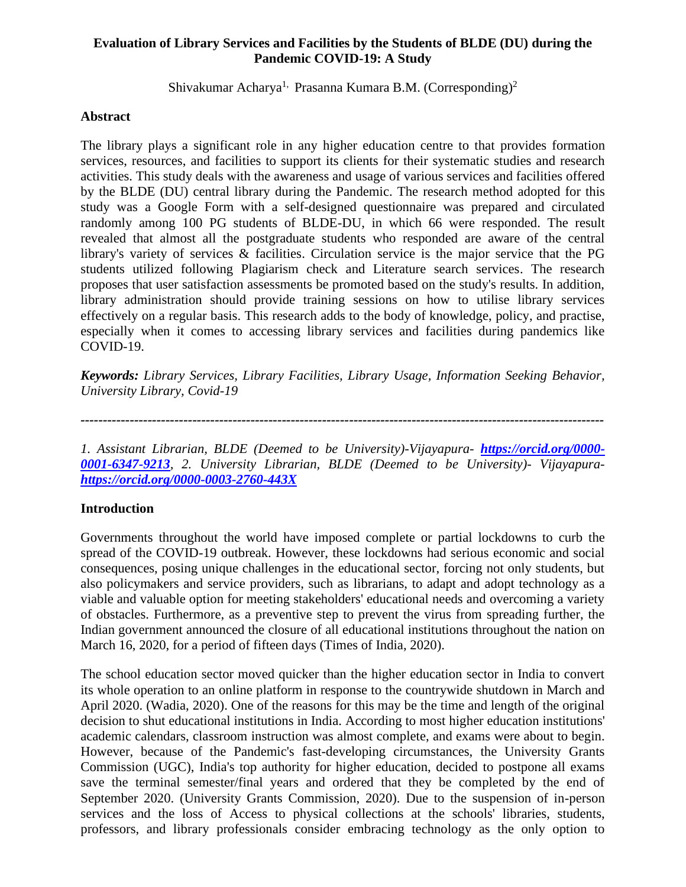# Evaluation of Library Services and Facilities by the Students of BLDE (DU) during the Pandemic COVID-19: A Study

Shivakumar Acharya[1,] Prasanna Kumara B.M. (Corresponding)[2]

## Abstract

The library plays a significant role in any higher education centre to that provides formation services, resources, and facilities to support its clients for their systematic studies and research activities. This study deals with the awareness and usage of various services and facilities offered by the BLDE (DU) central library during the Pandemic. The research method adopted for this study was a Google Form with a self-designed questionnaire was prepared and circulated randomly among 100 PG students of BLDE-DU, in which 66 were responded. The result revealed that almost all the postgraduate students who responded are aware of the central library's variety of services & facilities. Circulation service is the major service that the PG students utilized following Plagiarism check and Literature search services. The research proposes that user satisfaction assessments be promoted based on the study's results. In addition, library administration should provide training sessions on how to utilise library services effectively on a regular basis. This research adds to the body of knowledge, policy, and practise, especially when it comes to accessing library services and facilities during pandemics like COVID-19.

***Keywords:*** *Library Services, Library Facilities, Library Usage, Information Seeking Behavior, University Library, Covid-19*

---

*1. Assistant Librarian, BLDE (Deemed to be University)-Vijayapura- **https://orcid.org/0000-0001-6347-9213**, 2. University Librarian, BLDE (Deemed to be University)- Vijayapura- **https://orcid.org/0000-0003-2760-443X***

## Introduction

Governments throughout the world have imposed complete or partial lockdowns to curb the spread of the COVID-19 outbreak. However, these lockdowns had serious economic and social consequences, posing unique challenges in the educational sector, forcing not only students, but also policymakers and service providers, such as librarians, to adapt and adopt technology as a viable and valuable option for meeting stakeholders' educational needs and overcoming a variety of obstacles. Furthermore, as a preventive step to prevent the virus from spreading further, the Indian government announced the closure of all educational institutions throughout the nation on March 16, 2020, for a period of fifteen days (Times of India, 2020).

The school education sector moved quicker than the higher education sector in India to convert its whole operation to an online platform in response to the countrywide shutdown in March and April 2020. (Wadia, 2020). One of the reasons for this may be the time and length of the original decision to shut educational institutions in India. According to most higher education institutions' academic calendars, classroom instruction was almost complete, and exams were about to begin. However, because of the Pandemic's fast-developing circumstances, the University Grants Commission (UGC), India's top authority for higher education, decided to postpone all exams save the terminal semester/final years and ordered that they be completed by the end of September 2020. (University Grants Commission, 2020). Due to the suspension of in-person services and the loss of Access to physical collections at the schools' libraries, students, professors, and library professionals consider embracing technology as the only option to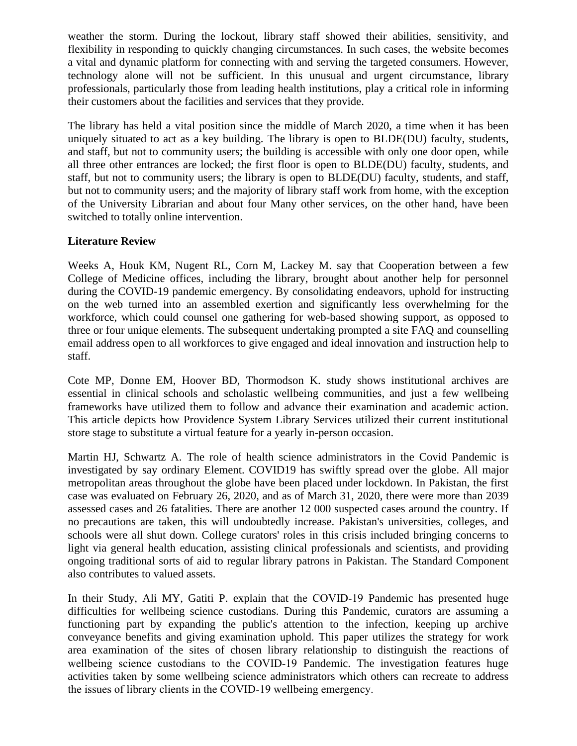weather the storm. During the lockout, library staff showed their abilities, sensitivity, and flexibility in responding to quickly changing circumstances. In such cases, the website becomes a vital and dynamic platform for connecting with and serving the targeted consumers. However, technology alone will not be sufficient. In this unusual and urgent circumstance, library professionals, particularly those from leading health institutions, play a critical role in informing their customers about the facilities and services that they provide.

The library has held a vital position since the middle of March 2020, a time when it has been uniquely situated to act as a key building. The library is open to BLDE(DU) faculty, students, and staff, but not to community users; the building is accessible with only one door open, while all three other entrances are locked; the first floor is open to BLDE(DU) faculty, students, and staff, but not to community users; the library is open to BLDE(DU) faculty, students, and staff, but not to community users; and the majority of library staff work from home, with the exception of the University Librarian and about four Many other services, on the other hand, have been switched to totally online intervention.

**Literature Review**

Weeks A, Houk KM, Nugent RL, Corn M, Lackey M. say that Cooperation between a few College of Medicine offices, including the library, brought about another help for personnel during the COVID-19 pandemic emergency. By consolidating endeavors, uphold for instructing on the web turned into an assembled exertion and significantly less overwhelming for the workforce, which could counsel one gathering for web-based showing support, as opposed to three or four unique elements. The subsequent undertaking prompted a site FAQ and counselling email address open to all workforces to give engaged and ideal innovation and instruction help to staff.

Cote MP, Donne EM, Hoover BD, Thormodson K. study shows institutional archives are essential in clinical schools and scholastic wellbeing communities, and just a few wellbeing frameworks have utilized them to follow and advance their examination and academic action. This article depicts how Providence System Library Services utilized their current institutional store stage to substitute a virtual feature for a yearly in-person occasion.

Martin HJ, Schwartz A. The role of health science administrators in the Covid Pandemic is investigated by say ordinary Element. COVID19 has swiftly spread over the globe. All major metropolitan areas throughout the globe have been placed under lockdown. In Pakistan, the first case was evaluated on February 26, 2020, and as of March 31, 2020, there were more than 2039 assessed cases and 26 fatalities. There are another 12 000 suspected cases around the country. If no precautions are taken, this will undoubtedly increase. Pakistan's universities, colleges, and schools were all shut down. College curators' roles in this crisis included bringing concerns to light via general health education, assisting clinical professionals and scientists, and providing ongoing traditional sorts of aid to regular library patrons in Pakistan. The Standard Component also contributes to valued assets.

In their Study, Ali MY, Gatiti P. explain that the COVID-19 Pandemic has presented huge difficulties for wellbeing science custodians. During this Pandemic, curators are assuming a functioning part by expanding the public's attention to the infection, keeping up archive conveyance benefits and giving examination uphold. This paper utilizes the strategy for work area examination of the sites of chosen library relationship to distinguish the reactions of wellbeing science custodians to the COVID-19 Pandemic. The investigation features huge activities taken by some wellbeing science administrators which others can recreate to address the issues of library clients in the COVID-19 wellbeing emergency.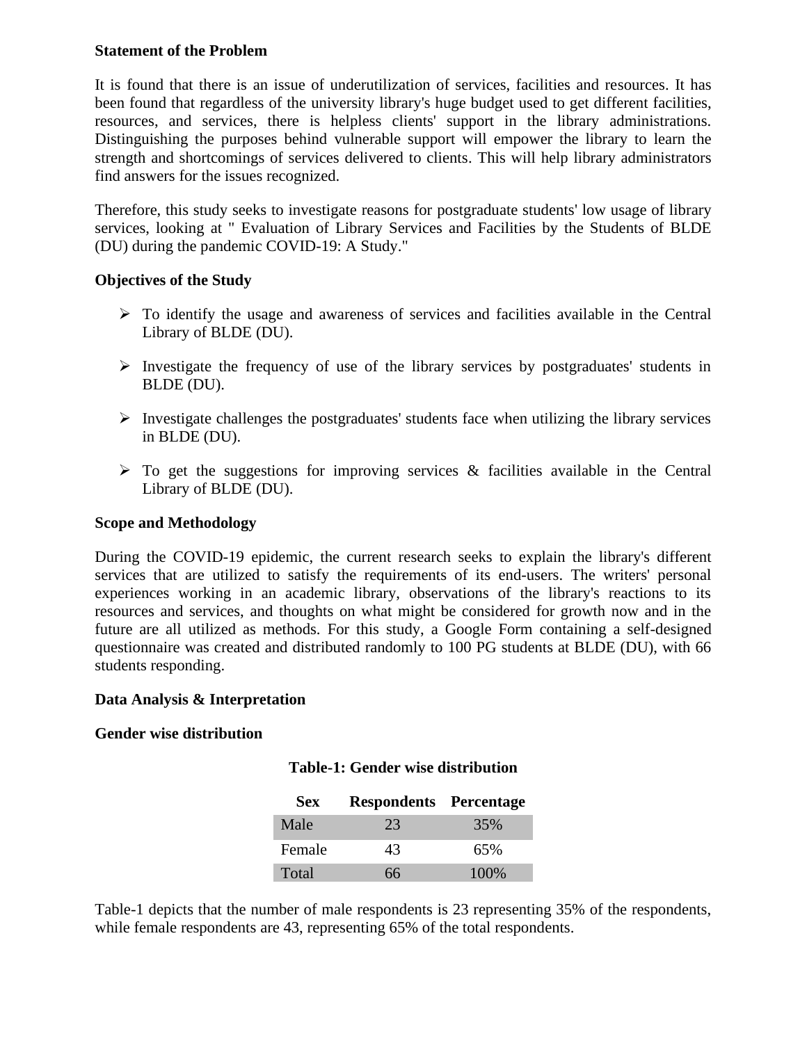**Statement of the Problem**

It is found that there is an issue of underutilization of services, facilities and resources. It has been found that regardless of the university library's huge budget used to get different facilities, resources, and services, there is helpless clients' support in the library administrations. Distinguishing the purposes behind vulnerable support will empower the library to learn the strength and shortcomings of services delivered to clients. This will help library administrators find answers for the issues recognized.

Therefore, this study seeks to investigate reasons for postgraduate students' low usage of library services, looking at " Evaluation of Library Services and Facilities by the Students of BLDE (DU) during the pandemic COVID-19: A Study."

**Objectives of the Study**

- To identify the usage and awareness of services and facilities available in the Central Library of BLDE (DU).
- Investigate the frequency of use of the library services by postgraduates' students in BLDE (DU).
- Investigate challenges the postgraduates' students face when utilizing the library services in BLDE (DU).
- To get the suggestions for improving services & facilities available in the Central Library of BLDE (DU).

**Scope and Methodology**

During the COVID-19 epidemic, the current research seeks to explain the library's different services that are utilized to satisfy the requirements of its end-users. The writers' personal experiences working in an academic library, observations of the library's reactions to its resources and services, and thoughts on what might be considered for growth now and in the future are all utilized as methods. For this study, a Google Form containing a self-designed questionnaire was created and distributed randomly to 100 PG students at BLDE (DU), with 66 students responding.

**Data Analysis & Interpretation**

**Gender wise distribution**

**Table-1: Gender wise distribution**

| Sex | Respondents | Percentage |
|---|---|---|
| Male | 23 | 35% |
| Female | 43 | 65% |
| Total | 66 | 100% |

Table-1 depicts that the number of male respondents is 23 representing 35% of the respondents, while female respondents are 43, representing 65% of the total respondents.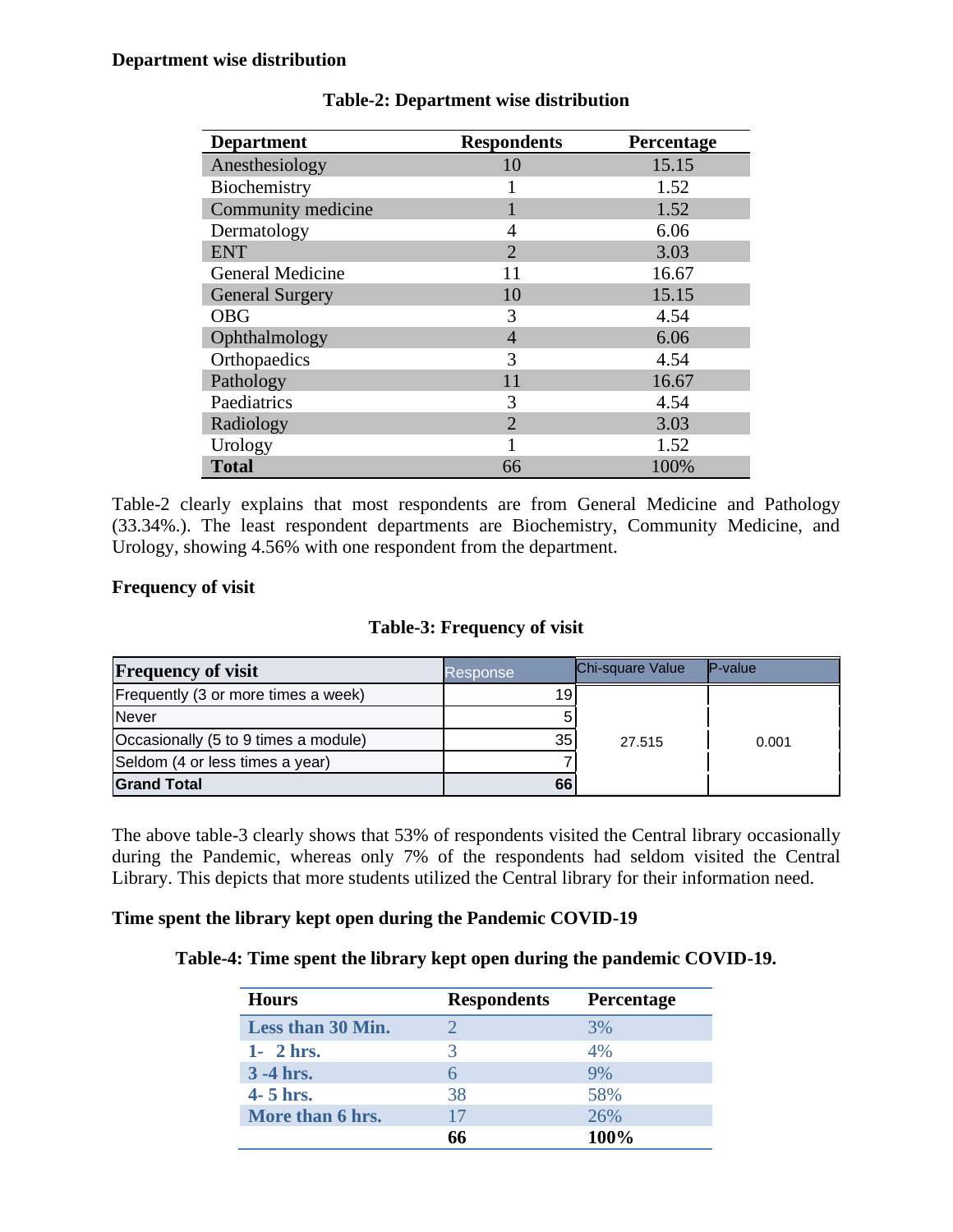**Department wise distribution**

**Table-2: Department wise distribution**

| Department | Respondents | Percentage |
|---|---|---|
| Anesthesiology | 10 | 15.15 |
| Biochemistry | 1 | 1.52 |
| Community medicine | 1 | 1.52 |
| Dermatology | 4 | 6.06 |
| ENT | 2 | 3.03 |
| General Medicine | 11 | 16.67 |
| General Surgery | 10 | 15.15 |
| OBG | 3 | 4.54 |
| Ophthalmology | 4 | 6.06 |
| Orthopaedics | 3 | 4.54 |
| Pathology | 11 | 16.67 |
| Paediatrics | 3 | 4.54 |
| Radiology | 2 | 3.03 |
| Urology | 1 | 1.52 |
| **Total** | 66 | 100% |

Table-2 clearly explains that most respondents are from General Medicine and Pathology (33.34%.). The least respondent departments are Biochemistry, Community Medicine, and Urology, showing 4.56% with one respondent from the department.

**Frequency of visit**

**Table-3: Frequency of visit**

| Frequency of visit | Response | Chi-square Value | P-value |
|---|---|---|---|
| Frequently (3 or more times a week) | 19 | 27.515 | 0.001 |
| Never | 5 | | |
| Occasionally (5 to 9 times a module) | 35 | | |
| Seldom (4 or less times a year) | 7 | | |
| **Grand Total** | **66** | | |

The above table-3 clearly shows that 53% of respondents visited the Central library occasionally during the Pandemic, whereas only 7% of the respondents had seldom visited the Central Library. This depicts that more students utilized the Central library for their information need.

**Time spent the library kept open during the Pandemic COVID-19**

**Table-4: Time spent the library kept open during the pandemic COVID-19.**

| Hours | Respondents | Percentage |
|---|---|---|
| **Less than 30 Min.** | 2 | 3% |
| **1- 2 hrs.** | 3 | 4% |
| **3 -4 hrs.** | 6 | 9% |
| **4- 5 hrs.** | 38 | 58% |
| **More than 6 hrs.** | 17 | 26% |
| | **66** | **100%** |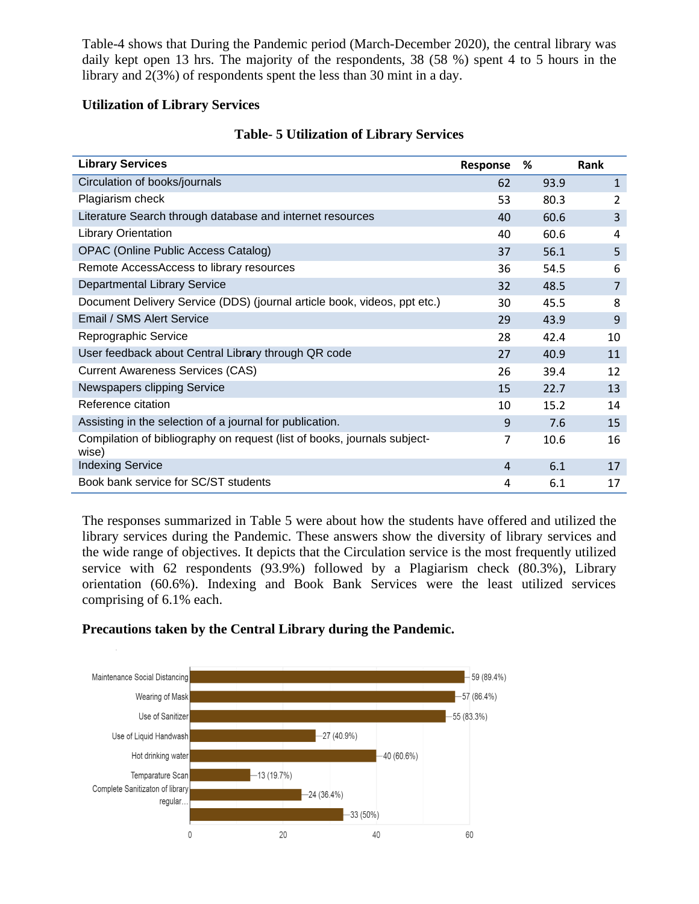Table-4 shows that During the Pandemic period (March-December 2020), the central library was daily kept open 13 hrs. The majority of the respondents, 38 (58 %) spent 4 to 5 hours in the library and 2(3%) of respondents spent the less than 30 mint in a day.

**Utilization of Library Services**

**Table- 5 Utilization of Library Services**

| Library Services | Response | % | Rank |
|---|---|---|---|
| Circulation of books/journals | 62 | 93.9 | 1 |
| Plagiarism check | 53 | 80.3 | 2 |
| Literature Search through database and internet resources | 40 | 60.6 | 3 |
| Library Orientation | 40 | 60.6 | 4 |
| OPAC (Online Public Access Catalog) | 37 | 56.1 | 5 |
| Remote AccessAccess to library resources | 36 | 54.5 | 6 |
| Departmental Library Service | 32 | 48.5 | 7 |
| Document Delivery Service (DDS) (journal article book, videos, ppt etc.) | 30 | 45.5 | 8 |
| Email / SMS Alert Service | 29 | 43.9 | 9 |
| Reprographic Service | 28 | 42.4 | 10 |
| User feedback about Central Library through QR code | 27 | 40.9 | 11 |
| Current Awareness Services (CAS) | 26 | 39.4 | 12 |
| Newspapers clipping Service | 15 | 22.7 | 13 |
| Reference citation | 10 | 15.2 | 14 |
| Assisting in the selection of a journal for publication. | 9 | 7.6 | 15 |
| Compilation of bibliography on request (list of books, journals subject-wise) | 7 | 10.6 | 16 |
| Indexing Service | 4 | 6.1 | 17 |
| Book bank service for SC/ST students | 4 | 6.1 | 17 |

The responses summarized in Table 5 were about how the students have offered and utilized the library services during the Pandemic. These answers show the diversity of library services and the wide range of objectives. It depicts that the Circulation service is the most frequently utilized service with 62 respondents (93.9%) followed by a Plagiarism check (80.3%), Library orientation (60.6%). Indexing and Book Bank Services were the least utilized services comprising of 6.1% each.

**Precautions taken by the Central Library during the Pandemic.**

| Precaution | Response |
|---|---|
| Maintenance Social Distancing | 59 (89.4%) |
| Wearing of Mask | 57 (86.4%) |
| Use of Sanitizer | 55 (83.3%) |
| Use of Liquid Handwash | 27 (40.9%) |
| Hot drinking water | 40 (60.6%) |
| Temparature Scan | 13 (19.7%) |
| Complete Sanitizaton of library regular... | 24 (36.4%) |
| | 33 (50%) |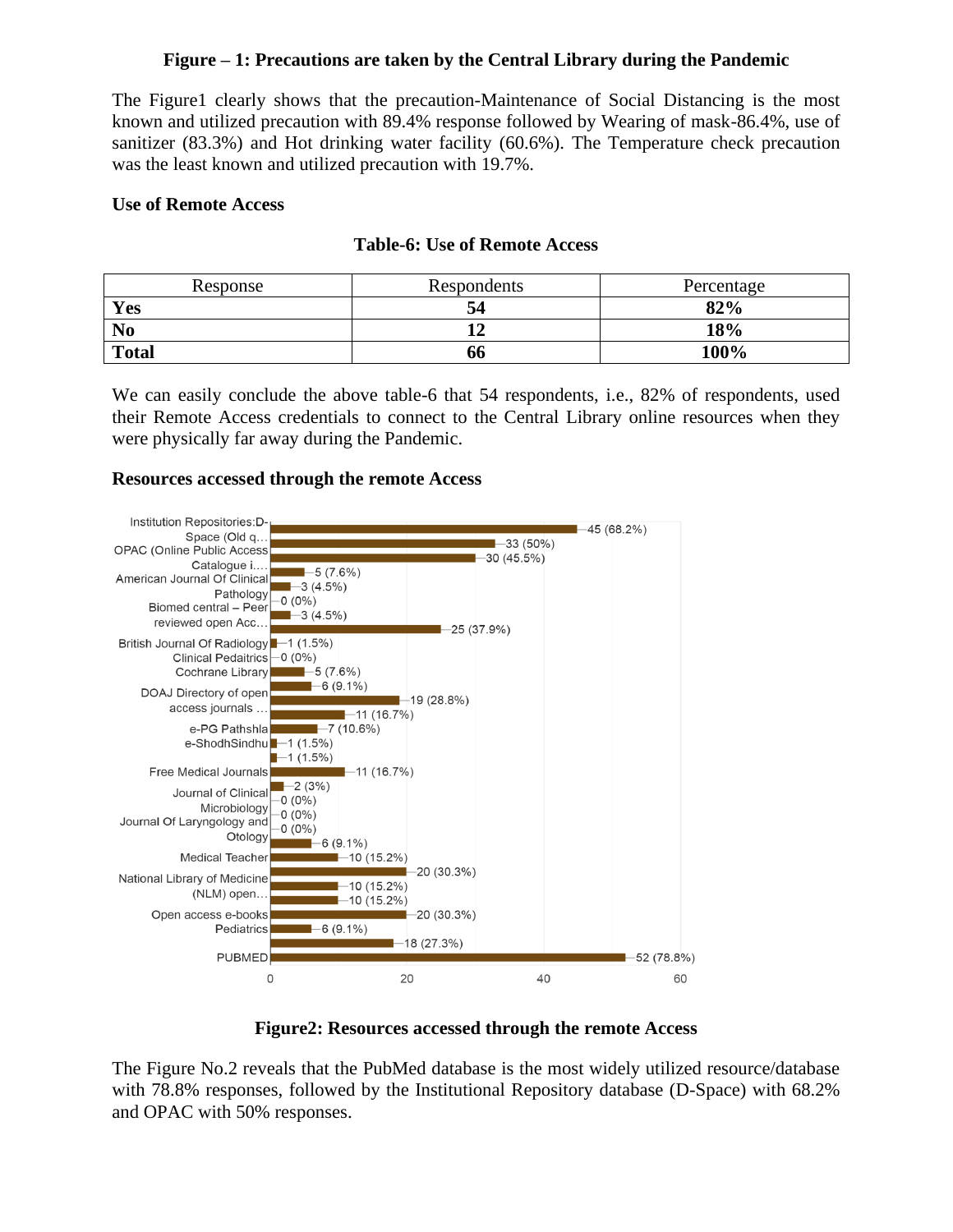**Figure – 1: Precautions are taken by the Central Library during the Pandemic**

The Figure1 clearly shows that the precaution-Maintenance of Social Distancing is the most known and utilized precaution with 89.4% response followed by Wearing of mask-86.4%, use of sanitizer (83.3%) and Hot drinking water facility (60.6%). The Temperature check precaution was the least known and utilized precaution with 19.7%.

**Use of Remote Access**

**Table-6: Use of Remote Access**

| Response | Respondents | Percentage |
|---|---|---|
| **Yes** | **54** | **82%** |
| **No** | **12** | **18%** |
| **Total** | **66** | **100%** |

We can easily conclude the above table-6 that 54 respondents, i.e., 82% of respondents, used their Remote Access credentials to connect to the Central Library online resources when they were physically far away during the Pandemic.

**Resources accessed through the remote Access**

**Figure2: Resources accessed through the remote Access**

The Figure No.2 reveals that the PubMed database is the most widely utilized resource/database with 78.8% responses, followed by the Institutional Repository database (D-Space) with 68.2% and OPAC with 50% responses.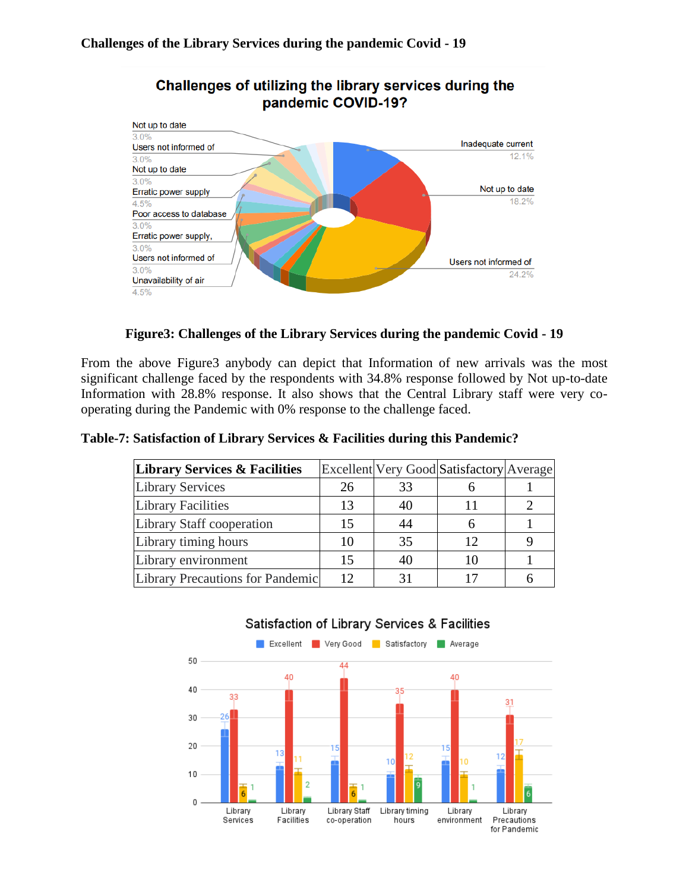**Challenges of the Library Services during the pandemic Covid - 19**

**Figure3: Challenges of the Library Services during the pandemic Covid - 19**

From the above Figure3 anybody can depict that Information of new arrivals was the most significant challenge faced by the respondents with 34.8% response followed by Not up-to-date Information with 28.8% response. It also shows that the Central Library staff were very co-operating during the Pandemic with 0% response to the challenge faced.

**Table-7: Satisfaction of Library Services & Facilities during this Pandemic?**

| Library Services & Facilities | Excellent | Very Good | Satisfactory | Average |
|---|---|---|---|---|
| Library Services | 26 | 33 | 6 | 1 |
| Library Facilities | 13 | 40 | 11 | 2 |
| Library Staff cooperation | 15 | 44 | 6 | 1 |
| Library timing hours | 10 | 35 | 12 | 9 |
| Library environment | 15 | 40 | 10 | 1 |
| Library Precautions for Pandemic | 12 | 31 | 17 | 6 |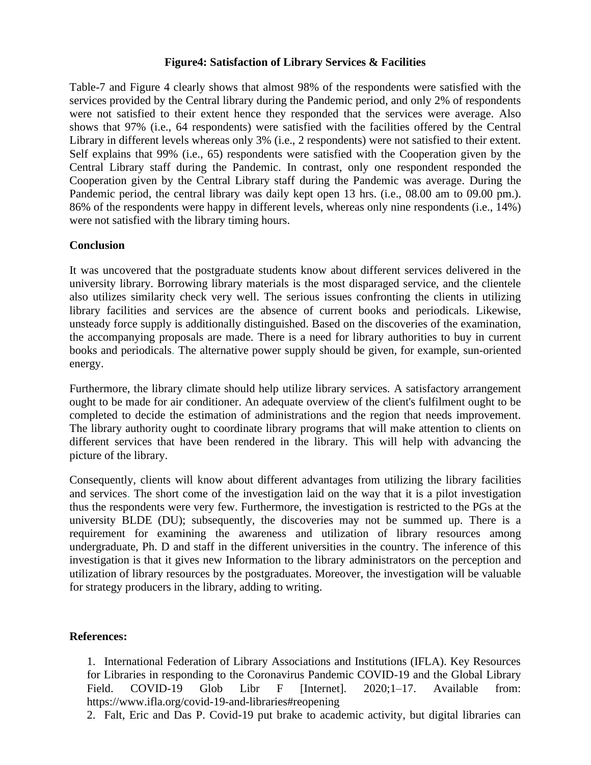**Figure4: Satisfaction of Library Services & Facilities**

Table-7 and Figure 4 clearly shows that almost 98% of the respondents were satisfied with the services provided by the Central library during the Pandemic period, and only 2% of respondents were not satisfied to their extent hence they responded that the services were average. Also shows that 97% (i.e., 64 respondents) were satisfied with the facilities offered by the Central Library in different levels whereas only 3% (i.e., 2 respondents) were not satisfied to their extent. Self explains that 99% (i.e., 65) respondents were satisfied with the Cooperation given by the Central Library staff during the Pandemic. In contrast, only one respondent responded the Cooperation given by the Central Library staff during the Pandemic was average. During the Pandemic period, the central library was daily kept open 13 hrs. (i.e., 08.00 am to 09.00 pm.). 86% of the respondents were happy in different levels, whereas only nine respondents (i.e., 14%) were not satisfied with the library timing hours.

## Conclusion

It was uncovered that the postgraduate students know about different services delivered in the university library. Borrowing library materials is the most disparaged service, and the clientele also utilizes similarity check very well. The serious issues confronting the clients in utilizing library facilities and services are the absence of current books and periodicals. Likewise, unsteady force supply is additionally distinguished. Based on the discoveries of the examination, the accompanying proposals are made. There is a need for library authorities to buy in current books and periodicals. The alternative power supply should be given, for example, sun-oriented energy.

Furthermore, the library climate should help utilize library services. A satisfactory arrangement ought to be made for air conditioner. An adequate overview of the client's fulfilment ought to be completed to decide the estimation of administrations and the region that needs improvement. The library authority ought to coordinate library programs that will make attention to clients on different services that have been rendered in the library. This will help with advancing the picture of the library.

Consequently, clients will know about different advantages from utilizing the library facilities and services. The short come of the investigation laid on the way that it is a pilot investigation thus the respondents were very few. Furthermore, the investigation is restricted to the PGs at the university BLDE (DU); subsequently, the discoveries may not be summed up. There is a requirement for examining the awareness and utilization of library resources among undergraduate, Ph. D and staff in the different universities in the country. The inference of this investigation is that it gives new Information to the library administrators on the perception and utilization of library resources by the postgraduates. Moreover, the investigation will be valuable for strategy producers in the library, adding to writing.

## References:

1. International Federation of Library Associations and Institutions (IFLA). Key Resources for Libraries in responding to the Coronavirus Pandemic COVID-19 and the Global Library Field. COVID-19 Glob Libr F [Internet]. 2020;1–17. Available from: https://www.ifla.org/covid-19-and-libraries#reopening
2. Falt, Eric and Das P. Covid-19 put brake to academic activity, but digital libraries can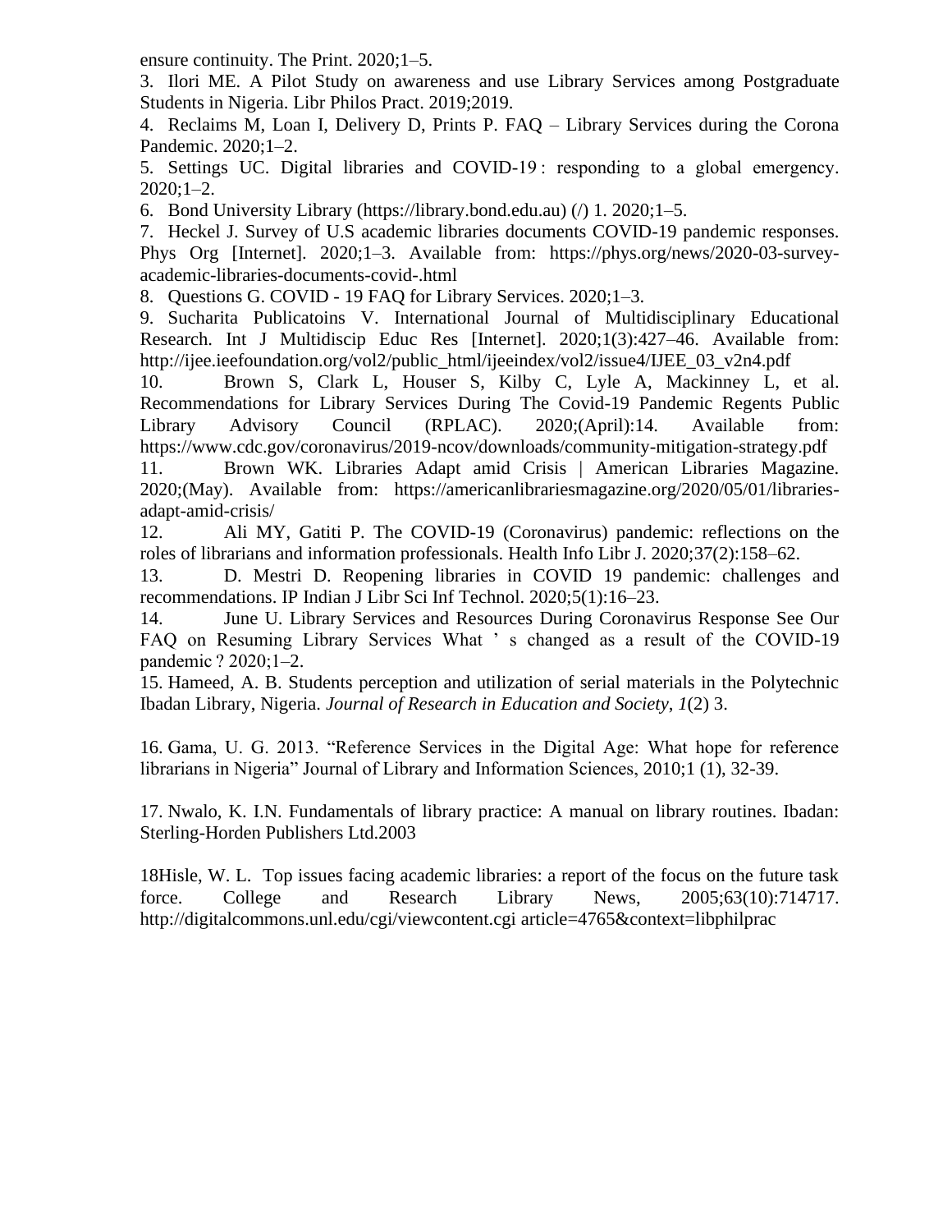ensure continuity. The Print. 2020;1–5.

3. Ilori ME. A Pilot Study on awareness and use Library Services among Postgraduate Students in Nigeria. Libr Philos Pract. 2019;2019.

4. Reclaims M, Loan I, Delivery D, Prints P. FAQ – Library Services during the Corona Pandemic. 2020;1–2.

5. Settings UC. Digital libraries and COVID-19 : responding to a global emergency. 2020;1–2.

6. Bond University Library (https://library.bond.edu.au) (/) 1. 2020;1–5.

7. Heckel J. Survey of U.S academic libraries documents COVID-19 pandemic responses. Phys Org [Internet]. 2020;1–3. Available from: https://phys.org/news/2020-03-survey-academic-libraries-documents-covid-.html

8. Questions G. COVID - 19 FAQ for Library Services. 2020;1–3.

9. Sucharita Publicatoins V. International Journal of Multidisciplinary Educational Research. Int J Multidiscip Educ Res [Internet]. 2020;1(3):427–46. Available from: http://ijee.ieefoundation.org/vol2/public_html/ijeeindex/vol2/issue4/IJEE_03_v2n4.pdf

10. Brown S, Clark L, Houser S, Kilby C, Lyle A, Mackinney L, et al. Recommendations for Library Services During The Covid-19 Pandemic Regents Public Library Advisory Council (RPLAC). 2020;(April):14. Available from: https://www.cdc.gov/coronavirus/2019-ncov/downloads/community-mitigation-strategy.pdf

11. Brown WK. Libraries Adapt amid Crisis | American Libraries Magazine. 2020;(May). Available from: https://americanlibrariesmagazine.org/2020/05/01/libraries-adapt-amid-crisis/

12. Ali MY, Gatiti P. The COVID-19 (Coronavirus) pandemic: reflections on the roles of librarians and information professionals. Health Info Libr J. 2020;37(2):158–62.

13. D. Mestri D. Reopening libraries in COVID 19 pandemic: challenges and recommendations. IP Indian J Libr Sci Inf Technol. 2020;5(1):16–23.

14. June U. Library Services and Resources During Coronavirus Response See Our FAQ on Resuming Library Services What ' s changed as a result of the COVID-19 pandemic ? 2020;1–2.

15. Hameed, A. B. Students perception and utilization of serial materials in the Polytechnic Ibadan Library, Nigeria. *Journal of Research in Education and Society*, *1*(2) 3.

16. Gama, U. G. 2013. "Reference Services in the Digital Age: What hope for reference librarians in Nigeria" Journal of Library and Information Sciences, 2010;1 (1), 32-39.

17. Nwalo, K. I.N. Fundamentals of library practice: A manual on library routines. Ibadan: Sterling-Horden Publishers Ltd.2003

18Hisle, W. L. Top issues facing academic libraries: a report of the focus on the future task force. College and Research Library News, 2005;63(10):714717. http://digitalcommons.unl.edu/cgi/viewcontent.cgi article=4765&context=libphilprac